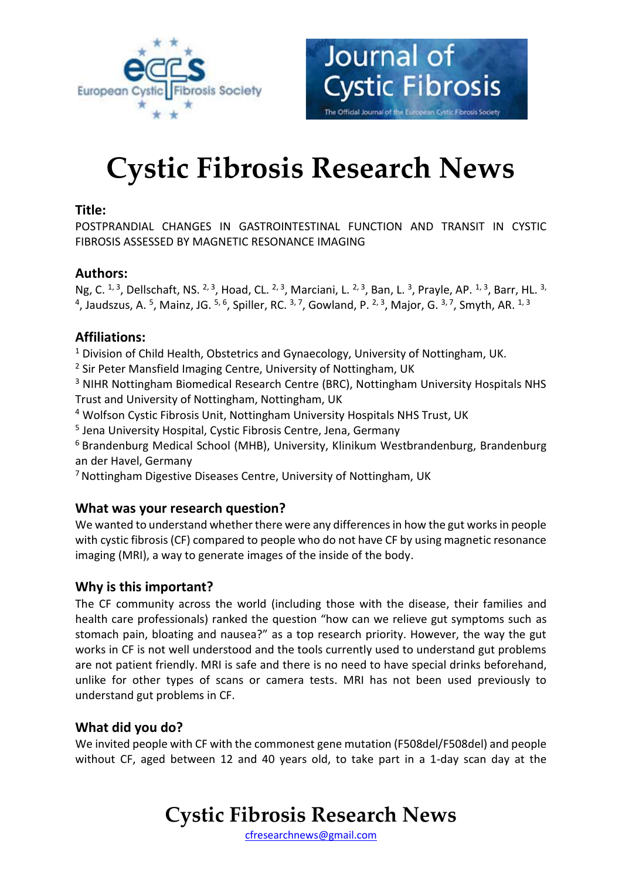# Cystic Fibrosis Research News

## Title:

POSTPRANDIAL CHANGES IN GASTROINTESTINAL FUNCTION AND TRANSIT IN CYSTIC FIBROSIS ASSESSED BY MAGNETIC RESONANCE IMAGING

## Authors:

Ng, C. [1,3], Dellschaft, NS. [2,3], Hoad, CL. [2,3], Marciani, L. [2,3], Ban, L. [3], Prayle, AP. [1,3], Barr, HL. [3,4], Jaudszus, A. [5], Mainz, JG. [5,6], Spiller, RC. [3,7], Gowland, P. [2,3], Major, G. [3,7], Smyth, AR. [1,3]

## Affiliations:

[1] Division of Child Health, Obstetrics and Gynaecology, University of Nottingham, UK.
[2] Sir Peter Mansfield Imaging Centre, University of Nottingham, UK
[3] NIHR Nottingham Biomedical Research Centre (BRC), Nottingham University Hospitals NHS Trust and University of Nottingham, Nottingham, UK
[4] Wolfson Cystic Fibrosis Unit, Nottingham University Hospitals NHS Trust, UK
[5] Jena University Hospital, Cystic Fibrosis Centre, Jena, Germany
[6] Brandenburg Medical School (MHB), University, Klinikum Westbrandenburg, Brandenburg an der Havel, Germany
[7] Nottingham Digestive Diseases Centre, University of Nottingham, UK

## What was your research question?

We wanted to understand whether there were any differences in how the gut works in people with cystic fibrosis (CF) compared to people who do not have CF by using magnetic resonance imaging (MRI), a way to generate images of the inside of the body.

## Why is this important?

The CF community across the world (including those with the disease, their families and health care professionals) ranked the question "how can we relieve gut symptoms such as stomach pain, bloating and nausea?" as a top research priority. However, the way the gut works in CF is not well understood and the tools currently used to understand gut problems are not patient friendly. MRI is safe and there is no need to have special drinks beforehand, unlike for other types of scans or camera tests. MRI has not been used previously to understand gut problems in CF.

## What did you do?

We invited people with CF with the commonest gene mutation (F508del/F508del) and people without CF, aged between 12 and 40 years old, to take part in a 1-day scan day at the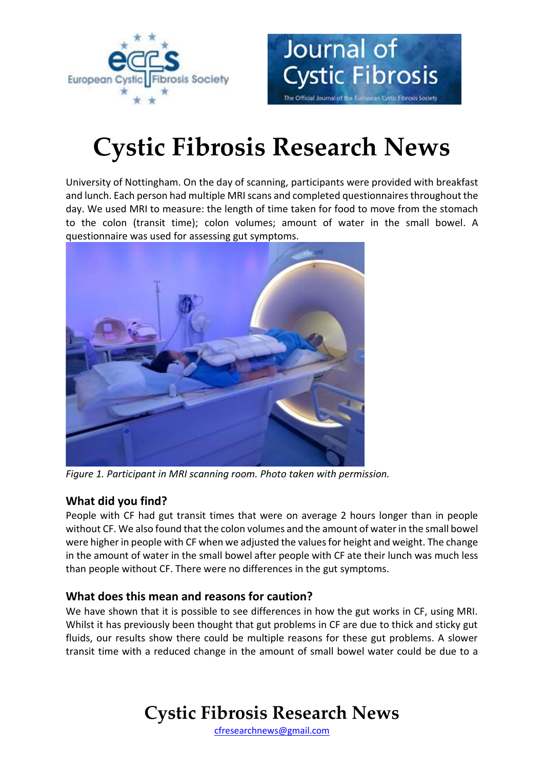University of Nottingham. On the day of scanning, participants were provided with breakfast and lunch. Each person had multiple MRI scans and completed questionnaires throughout the day. We used MRI to measure: the length of time taken for food to move from the stomach to the colon (transit time); colon volumes; amount of water in the small bowel. A questionnaire was used for assessing gut symptoms.

*Figure 1. Participant in MRI scanning room. Photo taken with permission.*

### What did you find?

People with CF had gut transit times that were on average 2 hours longer than in people without CF. We also found that the colon volumes and the amount of water in the small bowel were higher in people with CF when we adjusted the values for height and weight. The change in the amount of water in the small bowel after people with CF ate their lunch was much less than people without CF. There were no differences in the gut symptoms.

### What does this mean and reasons for caution?

We have shown that it is possible to see differences in how the gut works in CF, using MRI. Whilst it has previously been thought that gut problems in CF are due to thick and sticky gut fluids, our results show there could be multiple reasons for these gut problems. A slower transit time with a reduced change in the amount of small bowel water could be due to a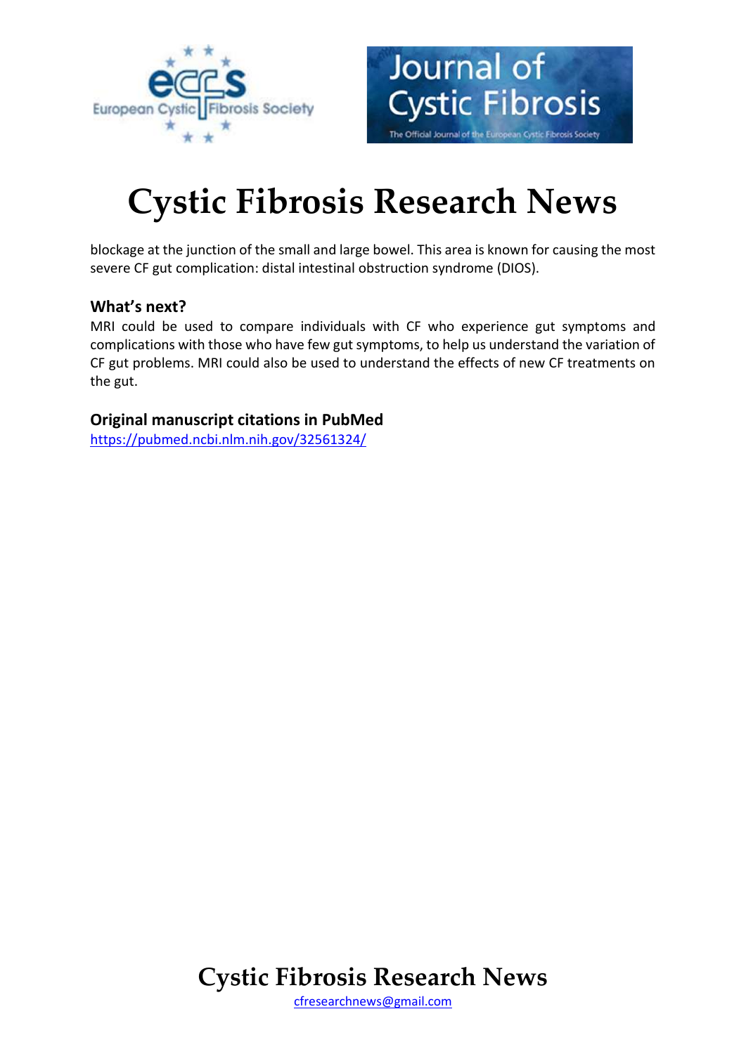blockage at the junction of the small and large bowel. This area is known for causing the most severe CF gut complication: distal intestinal obstruction syndrome (DIOS).

### What's next?

MRI could be used to compare individuals with CF who experience gut symptoms and complications with those who have few gut symptoms, to help us understand the variation of CF gut problems. MRI could also be used to understand the effects of new CF treatments on the gut.

### Original manuscript citations in PubMed

https://pubmed.ncbi.nlm.nih.gov/32561324/